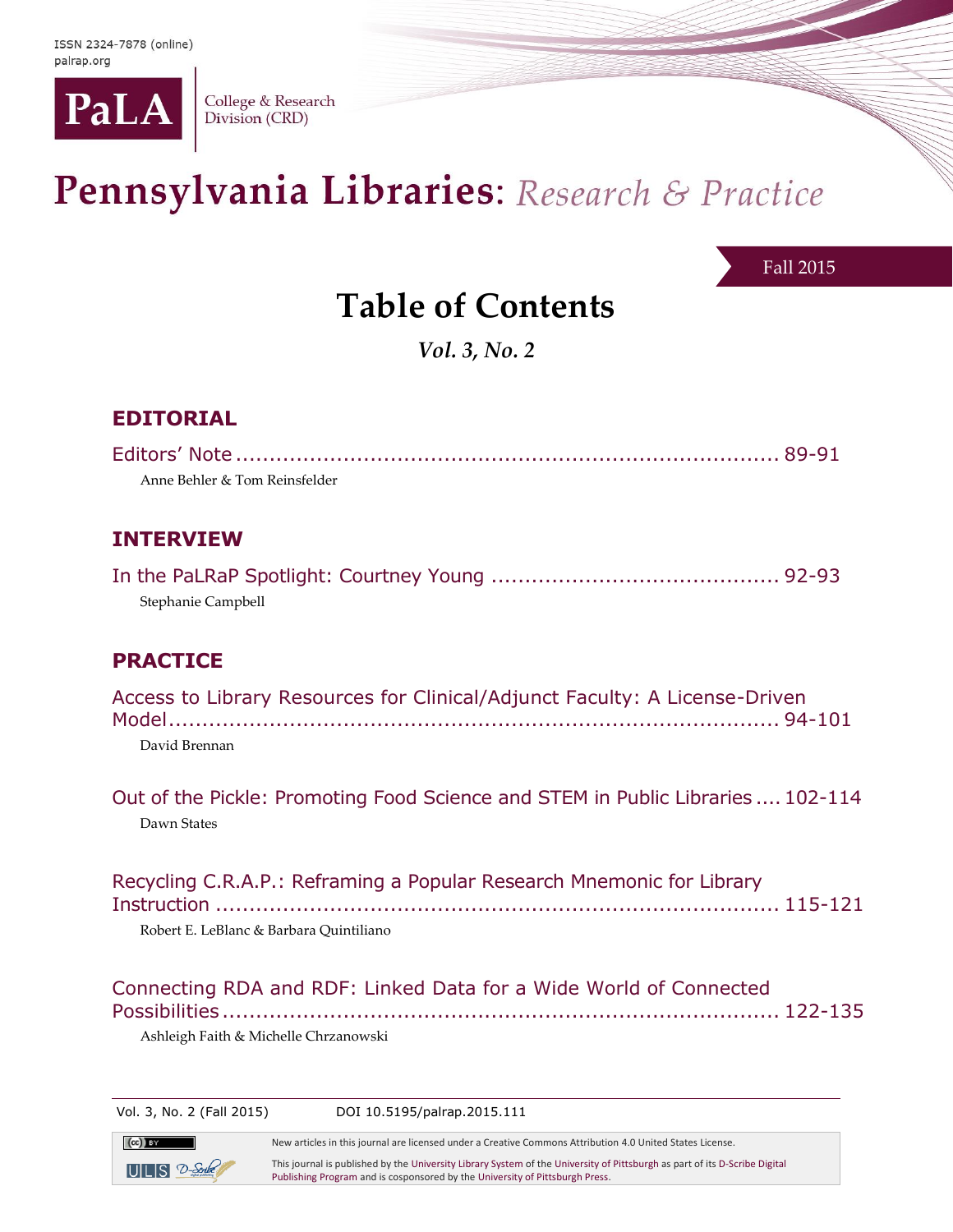ISSN 2324-7878 (online)
palrap.org

PaLA | College & Research Division (CRD)

# Pennsylvania Libraries: *Research & Practice*

Fall 2015

## Table of Contents

*Vol. 3, No. 2*

### EDITORIAL

Editors' Note ........................................................................... 89-91
Anne Behler & Tom Reinsfelder

### INTERVIEW

In the PaLRaP Spotlight: Courtney Young ........................................... 92-93
Stephanie Campbell

### PRACTICE

Access to Library Resources for Clinical/Adjunct Faculty: A License-Driven Model........................................................................................ 94-101
David Brennan

Out of the Pickle: Promoting Food Science and STEM in Public Libraries .... 102-114
Dawn States

Recycling C.R.A.P.: Reframing a Popular Research Mnemonic for Library Instruction ........................................................................... 115-121
Robert E. LeBlanc & Barbara Quintiliano

Connecting RDA and RDF: Linked Data for a Wide World of Connected Possibilities........................................................................... 122-135
Ashleigh Faith & Michelle Chrzanowski

DOI 10.5195/palrap.2015.111

New articles in this journal are licensed under a Creative Commons Attribution 4.0 United States License.

This journal is published by the University Library System of the University of Pittsburgh as part of its D-Scribe Digital Publishing Program and is cosponsored by the University of Pittsburgh Press.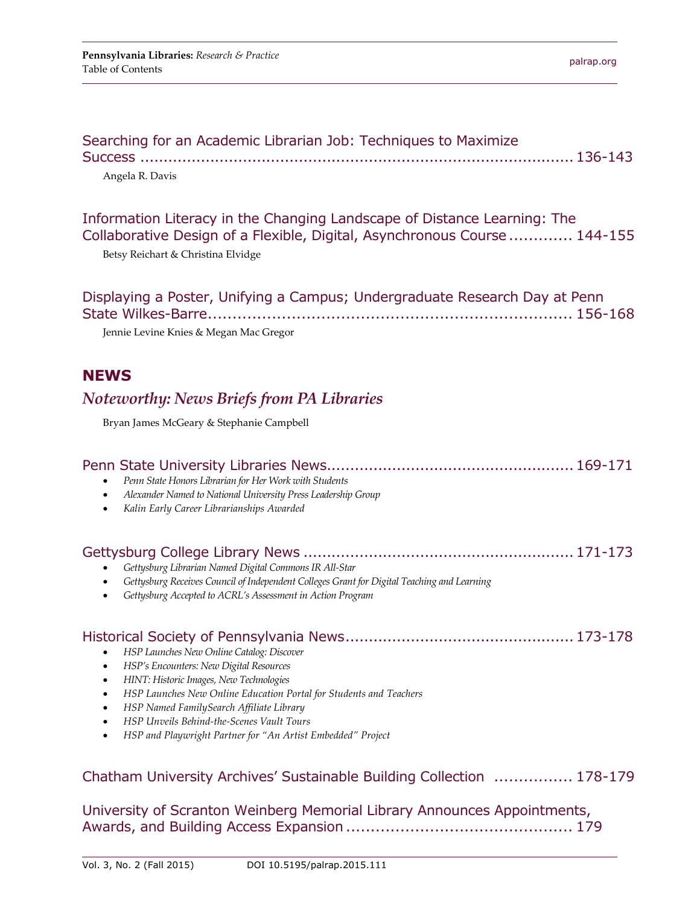Searching for an Academic Librarian Job: Techniques to Maximize Success ........................................................................................ 136-143

Angela R. Davis

Information Literacy in the Changing Landscape of Distance Learning: The Collaborative Design of a Flexible, Digital, Asynchronous Course ............. 144-155

Betsy Reichart & Christina Elvidge

Displaying a Poster, Unifying a Campus; Undergraduate Research Day at Penn State Wilkes-Barre......................................................................... 156-168

Jennie Levine Knies & Megan Mac Gregor

## NEWS

### *Noteworthy: News Briefs from PA Libraries*

Bryan James McGeary & Stephanie Campbell

Penn State University Libraries News.................................................... 169-171

- *Penn State Honors Librarian for Her Work with Students*
- *Alexander Named to National University Press Leadership Group*
- *Kalin Early Career Librarianships Awarded*

Gettysburg College Library News ......................................................... 171-173

- *Gettysburg Librarian Named Digital Commons IR All-Star*
- *Gettysburg Receives Council of Independent Colleges Grant for Digital Teaching and Learning*
- *Gettysburg Accepted to ACRL's Assessment in Action Program*

Historical Society of Pennsylvania News................................................ 173-178

- *HSP Launches New Online Catalog: Discover*
- *HSP's Encounters: New Digital Resources*
- *HINT: Historic Images, New Technologies*
- *HSP Launches New Online Education Portal for Students and Teachers*
- *HSP Named FamilySearch Affiliate Library*
- *HSP Unveils Behind-the-Scenes Vault Tours*
- *HSP and Playwright Partner for "An Artist Embedded" Project*

Chatham University Archives' Sustainable Building Collection ................ 178-179

University of Scranton Weinberg Memorial Library Announces Appointments, Awards, and Building Access Expansion ............................................... 179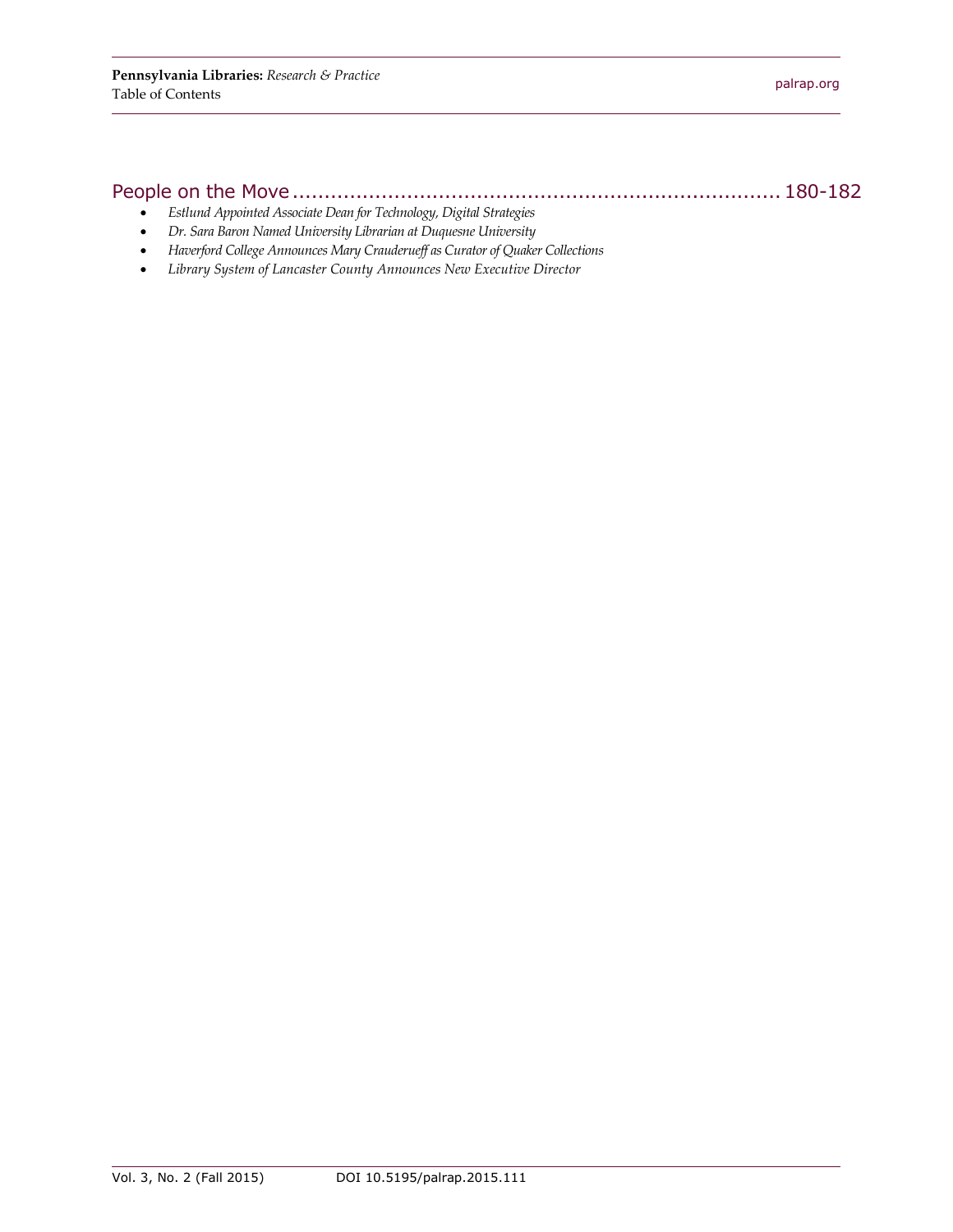## People on the Move ........................................................................... 180-182

- *Estlund Appointed Associate Dean for Technology, Digital Strategies*
- *Dr. Sara Baron Named University Librarian at Duquesne University*
- *Haverford College Announces Mary Crauderueff as Curator of Quaker Collections*
- *Library System of Lancaster County Announces New Executive Director*